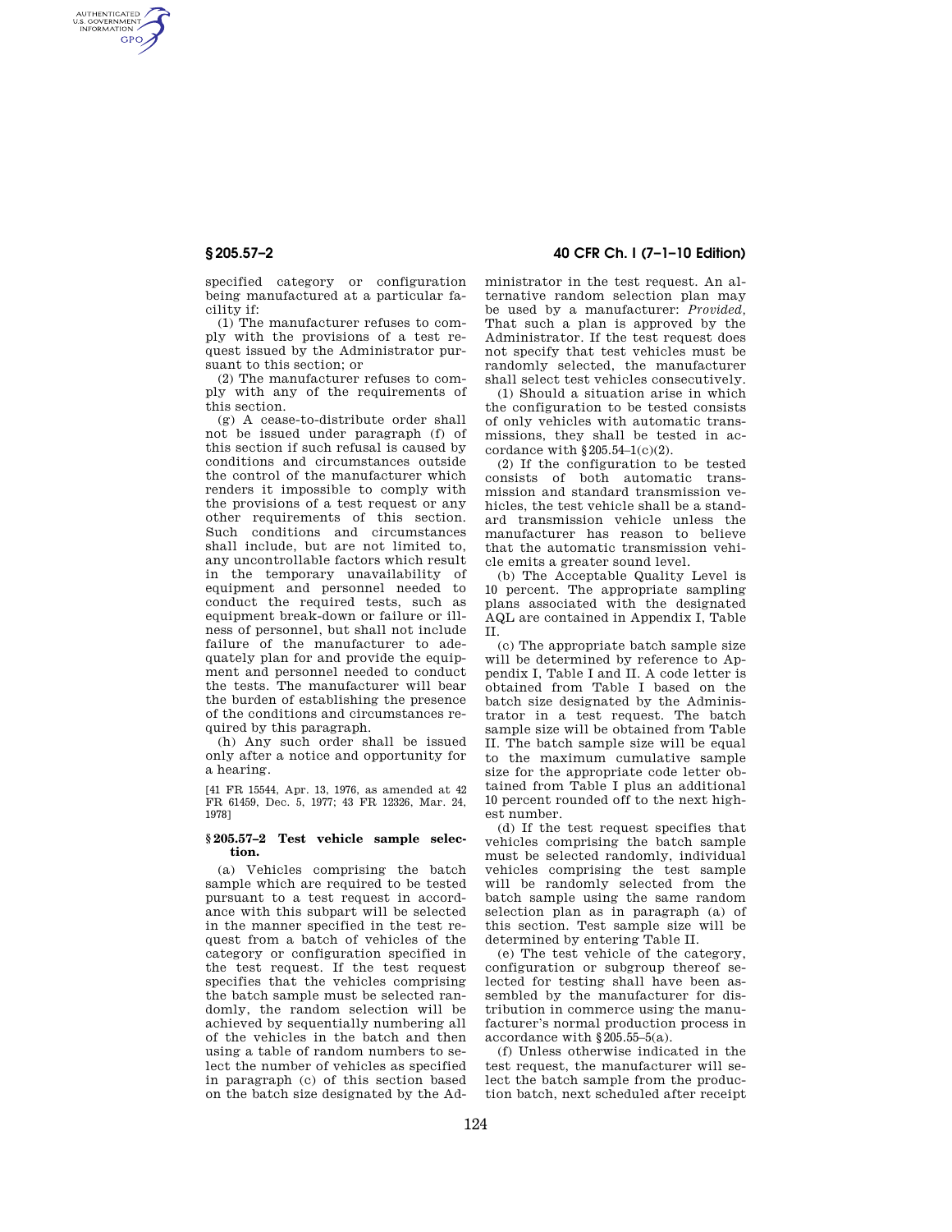specified category or configuration being manufactured at a particular facility if:

(1) The manufacturer refuses to comply with the provisions of a test request issued by the Administrator pursuant to this section; or

(2) The manufacturer refuses to comply with any of the requirements of this section.

(g) A cease-to-distribute order shall not be issued under paragraph (f) of this section if such refusal is caused by conditions and circumstances outside the control of the manufacturer which renders it impossible to comply with the provisions of a test request or any other requirements of this section. Such conditions and circumstances shall include, but are not limited to, any uncontrollable factors which result in the temporary unavailability of equipment and personnel needed to conduct the required tests, such as equipment break-down or failure or illness of personnel, but shall not include failure of the manufacturer to adequately plan for and provide the equipment and personnel needed to conduct the tests. The manufacturer will bear the burden of establishing the presence of the conditions and circumstances required by this paragraph.

(h) Any such order shall be issued only after a notice and opportunity for a hearing.

[41 FR 15544, Apr. 13, 1976, as amended at 42 FR 61459, Dec. 5, 1977; 43 FR 12326, Mar. 24, 1978]

### § 205.57–2 Test vehicle sample selection.

(a) Vehicles comprising the batch sample which are required to be tested pursuant to a test request in accordance with this subpart will be selected in the manner specified in the test request from a batch of vehicles of the category or configuration specified in the test request. If the test request specifies that the vehicles comprising the batch sample must be selected randomly, the random selection will be achieved by sequentially numbering all of the vehicles in the batch and then using a table of random numbers to select the number of vehicles as specified in paragraph (c) of this section based on the batch size designated by the Administrator in the test request. An alternative random selection plan may be used by a manufacturer: *Provided*, That such a plan is approved by the Administrator. If the test request does not specify that test vehicles must be randomly selected, the manufacturer shall select test vehicles consecutively.

(1) Should a situation arise in which the configuration to be tested consists of only vehicles with automatic transmissions, they shall be tested in accordance with §205.54–1(c)(2).

(2) If the configuration to be tested consists of both automatic transmission and standard transmission vehicles, the test vehicle shall be a standard transmission vehicle unless the manufacturer has reason to believe that the automatic transmission vehicle emits a greater sound level.

(b) The Acceptable Quality Level is 10 percent. The appropriate sampling plans associated with the designated AQL are contained in Appendix I, Table II.

(c) The appropriate batch sample size will be determined by reference to Appendix I, Table I and II. A code letter is obtained from Table I based on the batch size designated by the Administrator in a test request. The batch sample size will be obtained from Table II. The batch sample size will be equal to the maximum cumulative sample size for the appropriate code letter obtained from Table I plus an additional 10 percent rounded off to the next highest number.

(d) If the test request specifies that vehicles comprising the batch sample must be selected randomly, individual vehicles comprising the test sample will be randomly selected from the batch sample using the same random selection plan as in paragraph (a) of this section. Test sample size will be determined by entering Table II.

(e) The test vehicle of the category, configuration or subgroup thereof selected for testing shall have been assembled by the manufacturer for distribution in commerce using the manufacturer's normal production process in accordance with §205.55–5(a).

(f) Unless otherwise indicated in the test request, the manufacturer will select the batch sample from the production batch, next scheduled after receipt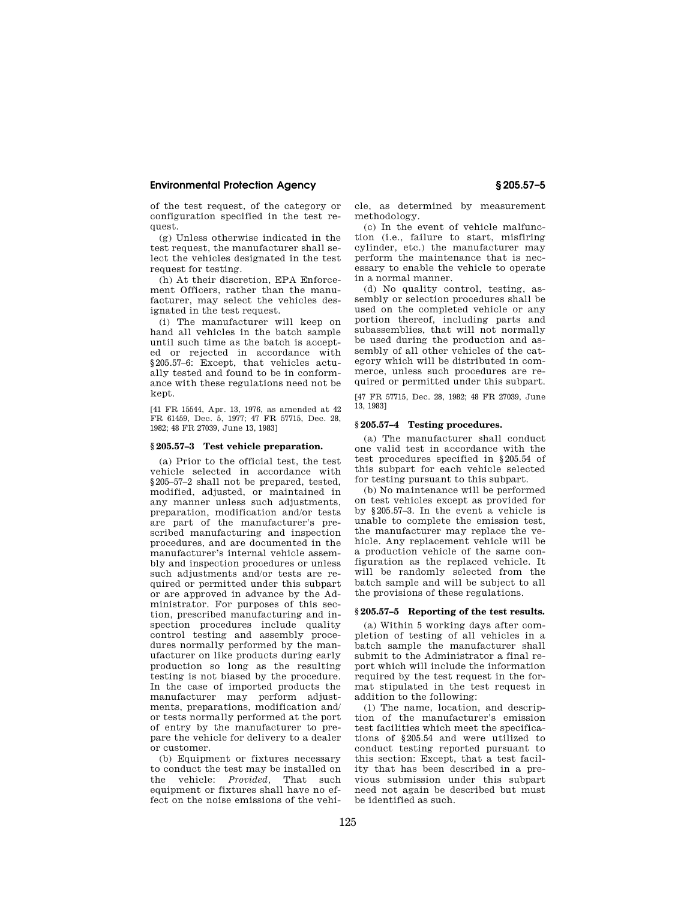of the test request, of the category or configuration specified in the test request.

(g) Unless otherwise indicated in the test request, the manufacturer shall select the vehicles designated in the test request for testing.

(h) At their discretion, EPA Enforcement Officers, rather than the manufacturer, may select the vehicles designated in the test request.

(i) The manufacturer will keep on hand all vehicles in the batch sample until such time as the batch is accepted or rejected in accordance with §205.57–6: Except, that vehicles actually tested and found to be in conformance with these regulations need not be kept.

[41 FR 15544, Apr. 13, 1976, as amended at 42 FR 61459, Dec. 5, 1977; 47 FR 57715, Dec. 28, 1982; 48 FR 27039, June 13, 1983]

### §205.57–3 Test vehicle preparation.

(a) Prior to the official test, the test vehicle selected in accordance with §205–57–2 shall not be prepared, tested, modified, adjusted, or maintained in any manner unless such adjustments, preparation, modification and/or tests are part of the manufacturer's prescribed manufacturing and inspection procedures, and are documented in the manufacturer's internal vehicle assembly and inspection procedures or unless such adjustments and/or tests are required or permitted under this subpart or are approved in advance by the Administrator. For purposes of this section, prescribed manufacturing and inspection procedures include quality control testing and assembly procedures normally performed by the manufacturer on like products during early production so long as the resulting testing is not biased by the procedure. In the case of imported products the manufacturer may perform adjustments, preparations, modification and/or tests normally performed at the port of entry by the manufacturer to prepare the vehicle for delivery to a dealer or customer.

(b) Equipment or fixtures necessary to conduct the test may be installed on the vehicle: *Provided*, That such equipment or fixtures shall have no effect on the noise emissions of the vehicle, as determined by measurement methodology.

(c) In the event of vehicle malfunction (i.e., failure to start, misfiring cylinder, etc.) the manufacturer may perform the maintenance that is necessary to enable the vehicle to operate in a normal manner.

(d) No quality control, testing, assembly or selection procedures shall be used on the completed vehicle or any portion thereof, including parts and subassemblies, that will not normally be used during the production and assembly of all other vehicles of the category which will be distributed in commerce, unless such procedures are required or permitted under this subpart.

[47 FR 57715, Dec. 28, 1982; 48 FR 27039, June 13, 1983]

### §205.57–4 Testing procedures.

(a) The manufacturer shall conduct one valid test in accordance with the test procedures specified in §205.54 of this subpart for each vehicle selected for testing pursuant to this subpart.

(b) No maintenance will be performed on test vehicles except as provided for by §205.57–3. In the event a vehicle is unable to complete the emission test, the manufacturer may replace the vehicle. Any replacement vehicle will be a production vehicle of the same configuration as the replaced vehicle. It will be randomly selected from the batch sample and will be subject to all the provisions of these regulations.

### §205.57–5 Reporting of the test results.

(a) Within 5 working days after completion of testing of all vehicles in a batch sample the manufacturer shall submit to the Administrator a final report which will include the information required by the test request in the format stipulated in the test request in addition to the following:

(1) The name, location, and description of the manufacturer's emission test facilities which meet the specifications of §205.54 and were utilized to conduct testing reported pursuant to this section: Except, that a test facility that has been described in a previous submission under this subpart need not again be described but must be identified as such.